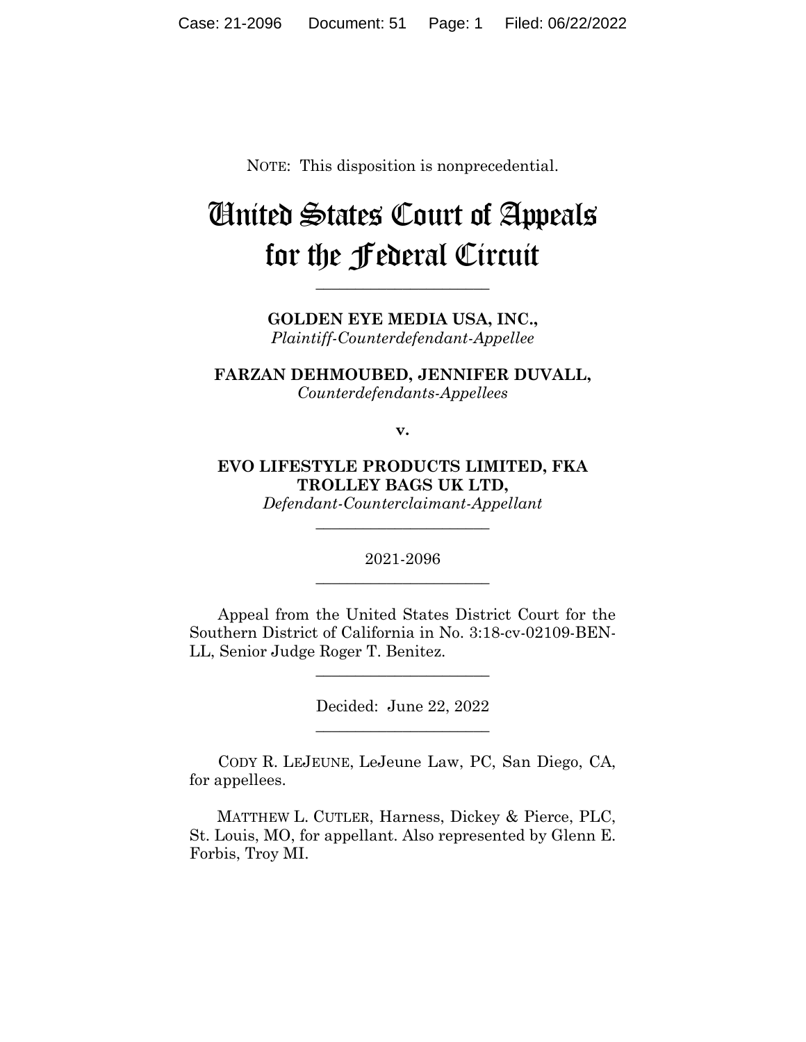NOTE: This disposition is nonprecedential.

# United States Court of Appeals for the Federal Circuit

______________________

**GOLDEN EYE MEDIA USA, INC.,**
*Plaintiff-Counterdefendant-Appellee*

**FARZAN DEHMOUBED, JENNIFER DUVALL,**
*Counterdefendants-Appellees*

**v.**

**EVO LIFESTYLE PRODUCTS LIMITED, FKA TROLLEY BAGS UK LTD,**
*Defendant-Counterclaimant-Appellant*

______________________

2021-2096

______________________

Appeal from the United States District Court for the Southern District of California in No. 3:18-cv-02109-BEN-LL, Senior Judge Roger T. Benitez.

______________________

Decided: June 22, 2022

______________________

CODY R. LEJEUNE, LeJeune Law, PC, San Diego, CA, for appellees.

MATTHEW L. CUTLER, Harness, Dickey & Pierce, PLC, St. Louis, MO, for appellant. Also represented by Glenn E. Forbis, Troy MI.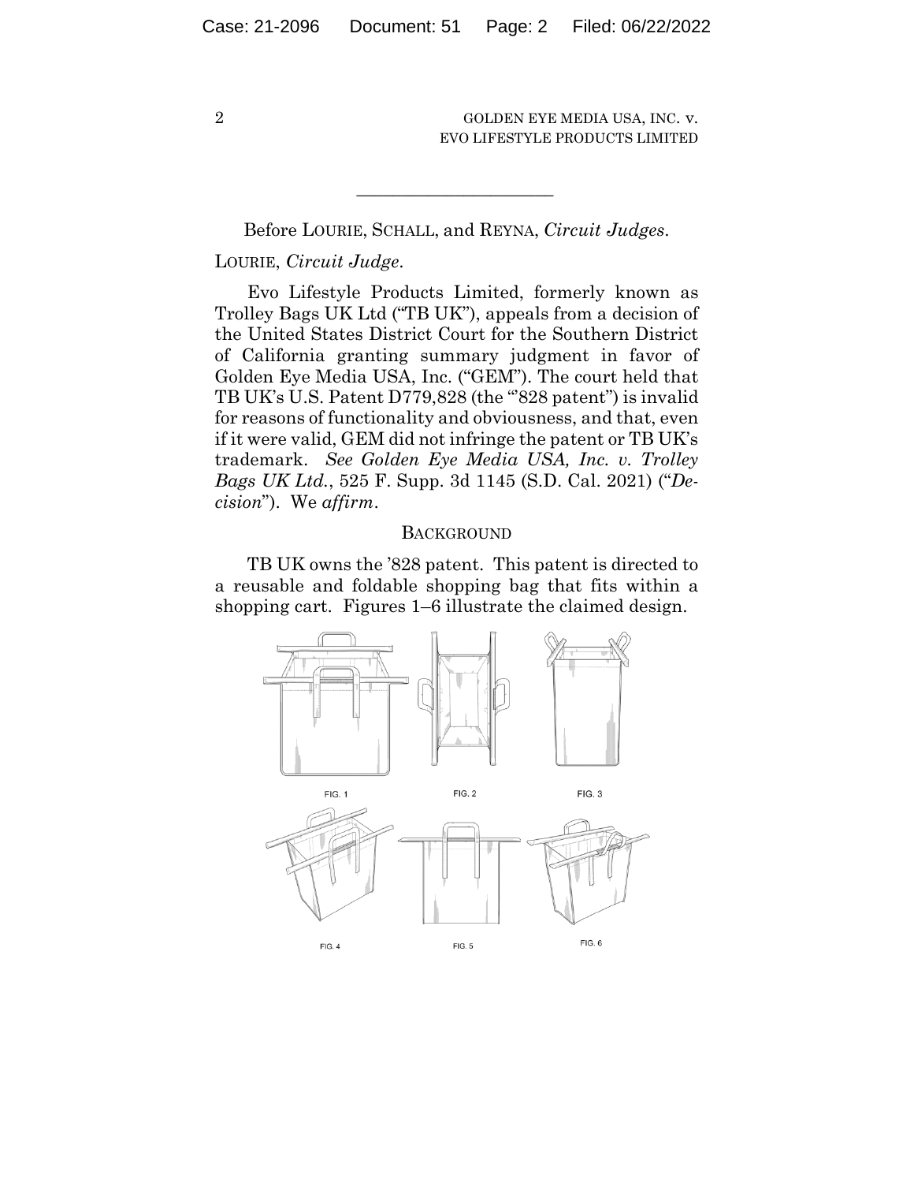Before LOURIE, SCHALL, and REYNA, *Circuit Judges*.

LOURIE, *Circuit Judge*.

Evo Lifestyle Products Limited, formerly known as Trolley Bags UK Ltd ("TB UK"), appeals from a decision of the United States District Court for the Southern District of California granting summary judgment in favor of Golden Eye Media USA, Inc. ("GEM"). The court held that TB UK's U.S. Patent D779,828 (the "'828 patent") is invalid for reasons of functionality and obviousness, and that, even if it were valid, GEM did not infringe the patent or TB UK's trademark. *See Golden Eye Media USA, Inc. v. Trolley Bags UK Ltd.*, 525 F. Supp. 3d 1145 (S.D. Cal. 2021) ("*Decision*"). We *affirm*.

## BACKGROUND

TB UK owns the '828 patent. This patent is directed to a reusable and foldable shopping bag that fits within a shopping cart. Figures 1–6 illustrate the claimed design.

FIG. 1 FIG. 2 FIG. 3

FIG. 4 FIG. 5 FIG. 6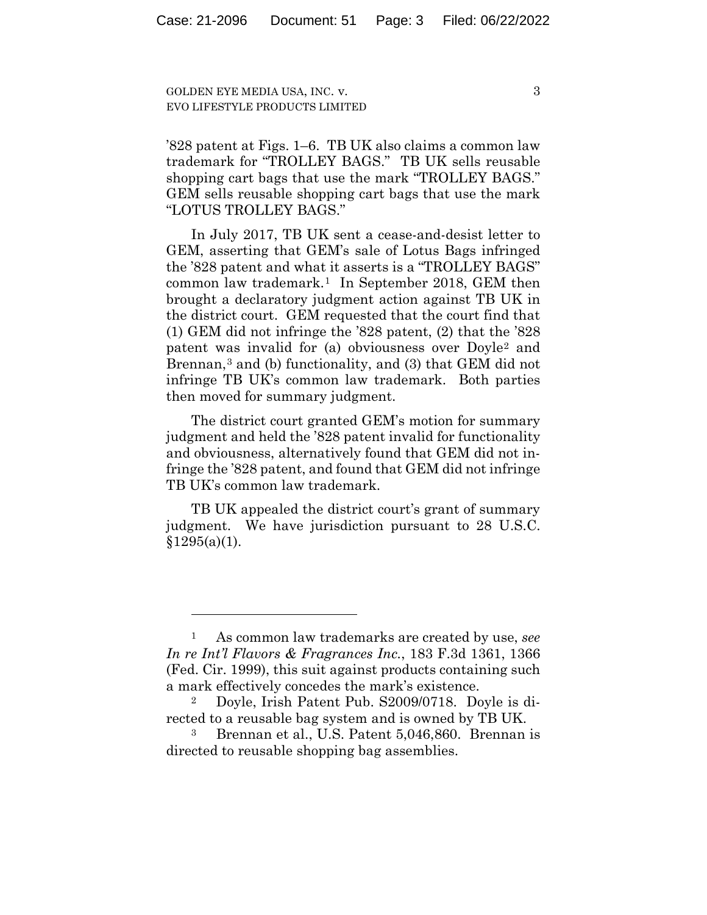'828 patent at Figs. 1–6. TB UK also claims a common law trademark for "TROLLEY BAGS." TB UK sells reusable shopping cart bags that use the mark "TROLLEY BAGS." GEM sells reusable shopping cart bags that use the mark "LOTUS TROLLEY BAGS."

In July 2017, TB UK sent a cease-and-desist letter to GEM, asserting that GEM's sale of Lotus Bags infringed the '828 patent and what it asserts is a "TROLLEY BAGS" common law trademark.[1] In September 2018, GEM then brought a declaratory judgment action against TB UK in the district court. GEM requested that the court find that (1) GEM did not infringe the '828 patent, (2) that the '828 patent was invalid for (a) obviousness over Doyle[2] and Brennan,[3] and (b) functionality, and (3) that GEM did not infringe TB UK's common law trademark. Both parties then moved for summary judgment.

The district court granted GEM's motion for summary judgment and held the '828 patent invalid for functionality and obviousness, alternatively found that GEM did not infringe the '828 patent, and found that GEM did not infringe TB UK's common law trademark.

TB UK appealed the district court's grant of summary judgment. We have jurisdiction pursuant to 28 U.S.C. §1295(a)(1).

---

[1] As common law trademarks are created by use, *see In re Int'l Flavors & Fragrances Inc.*, 183 F.3d 1361, 1366 (Fed. Cir. 1999), this suit against products containing such a mark effectively concedes the mark's existence.

[2] Doyle, Irish Patent Pub. S2009/0718. Doyle is directed to a reusable bag system and is owned by TB UK.

[3] Brennan et al., U.S. Patent 5,046,860. Brennan is directed to reusable shopping bag assemblies.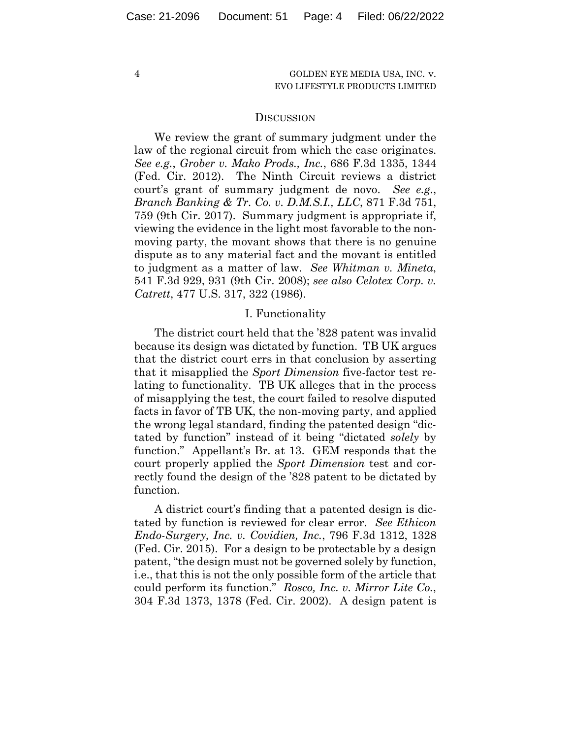## Discussion

We review the grant of summary judgment under the law of the regional circuit from which the case originates. *See e.g.*, *Grober v. Mako Prods., Inc.*, 686 F.3d 1335, 1344 (Fed. Cir. 2012). The Ninth Circuit reviews a district court's grant of summary judgment de novo. *See e.g.*, *Branch Banking & Tr. Co. v. D.M.S.I., LLC*, 871 F.3d 751, 759 (9th Cir. 2017). Summary judgment is appropriate if, viewing the evidence in the light most favorable to the non-moving party, the movant shows that there is no genuine dispute as to any material fact and the movant is entitled to judgment as a matter of law. *See Whitman v. Mineta*, 541 F.3d 929, 931 (9th Cir. 2008); *see also Celotex Corp. v. Catrett*, 477 U.S. 317, 322 (1986).

### I. Functionality

The district court held that the '828 patent was invalid because its design was dictated by function. TB UK argues that the district court errs in that conclusion by asserting that it misapplied the *Sport Dimension* five-factor test relating to functionality. TB UK alleges that in the process of misapplying the test, the court failed to resolve disputed facts in favor of TB UK, the non-moving party, and applied the wrong legal standard, finding the patented design "dictated by function" instead of it being "dictated *solely* by function." Appellant's Br. at 13. GEM responds that the court properly applied the *Sport Dimension* test and correctly found the design of the '828 patent to be dictated by function.

A district court's finding that a patented design is dictated by function is reviewed for clear error. *See Ethicon Endo-Surgery, Inc. v. Covidien, Inc.*, 796 F.3d 1312, 1328 (Fed. Cir. 2015). For a design to be protectable by a design patent, "the design must not be governed solely by function, i.e., that this is not the only possible form of the article that could perform its function." *Rosco, Inc. v. Mirror Lite Co.*, 304 F.3d 1373, 1378 (Fed. Cir. 2002). A design patent is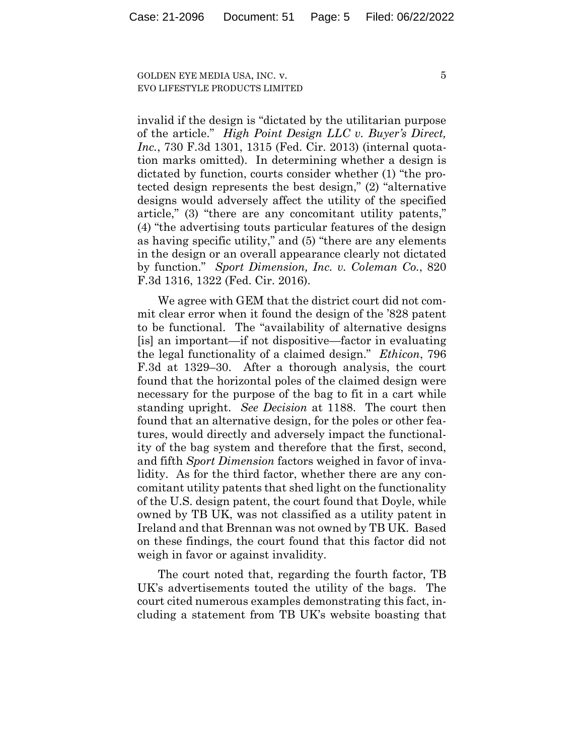invalid if the design is "dictated by the utilitarian purpose of the article." *High Point Design LLC v. Buyer's Direct, Inc.*, 730 F.3d 1301, 1315 (Fed. Cir. 2013) (internal quotation marks omitted). In determining whether a design is dictated by function, courts consider whether (1) "the protected design represents the best design," (2) "alternative designs would adversely affect the utility of the specified article," (3) "there are any concomitant utility patents," (4) "the advertising touts particular features of the design as having specific utility," and (5) "there are any elements in the design or an overall appearance clearly not dictated by function." *Sport Dimension, Inc. v. Coleman Co.*, 820 F.3d 1316, 1322 (Fed. Cir. 2016).

We agree with GEM that the district court did not commit clear error when it found the design of the '828 patent to be functional. The "availability of alternative designs [is] an important—if not dispositive—factor in evaluating the legal functionality of a claimed design." *Ethicon*, 796 F.3d at 1329–30. After a thorough analysis, the court found that the horizontal poles of the claimed design were necessary for the purpose of the bag to fit in a cart while standing upright. *See Decision* at 1188. The court then found that an alternative design, for the poles or other features, would directly and adversely impact the functionality of the bag system and therefore that the first, second, and fifth *Sport Dimension* factors weighed in favor of invalidity. As for the third factor, whether there are any concomitant utility patents that shed light on the functionality of the U.S. design patent, the court found that Doyle, while owned by TB UK, was not classified as a utility patent in Ireland and that Brennan was not owned by TB UK. Based on these findings, the court found that this factor did not weigh in favor or against invalidity.

The court noted that, regarding the fourth factor, TB UK's advertisements touted the utility of the bags. The court cited numerous examples demonstrating this fact, including a statement from TB UK's website boasting that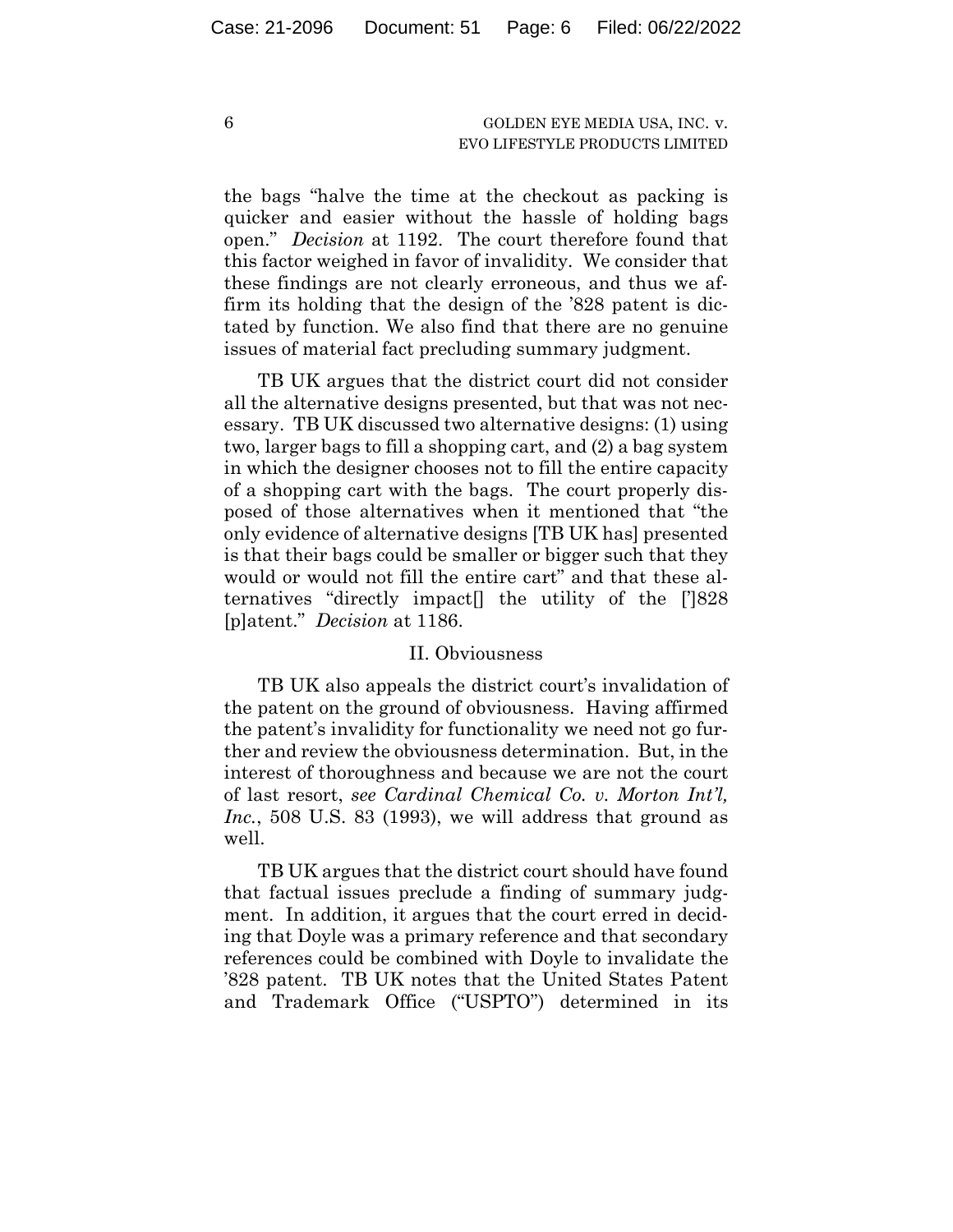the bags "halve the time at the checkout as packing is quicker and easier without the hassle of holding bags open." *Decision* at 1192. The court therefore found that this factor weighed in favor of invalidity. We consider that these findings are not clearly erroneous, and thus we affirm its holding that the design of the '828 patent is dictated by function. We also find that there are no genuine issues of material fact precluding summary judgment.

TB UK argues that the district court did not consider all the alternative designs presented, but that was not necessary. TB UK discussed two alternative designs: (1) using two, larger bags to fill a shopping cart, and (2) a bag system in which the designer chooses not to fill the entire capacity of a shopping cart with the bags. The court properly disposed of those alternatives when it mentioned that "the only evidence of alternative designs [TB UK has] presented is that their bags could be smaller or bigger such that they would or would not fill the entire cart" and that these alternatives "directly impact[] the utility of the [']828 [p]atent." *Decision* at 1186.

## II. Obviousness

TB UK also appeals the district court's invalidation of the patent on the ground of obviousness. Having affirmed the patent's invalidity for functionality we need not go further and review the obviousness determination. But, in the interest of thoroughness and because we are not the court of last resort, *see Cardinal Chemical Co. v. Morton Int'l, Inc.*, 508 U.S. 83 (1993), we will address that ground as well.

TB UK argues that the district court should have found that factual issues preclude a finding of summary judgment. In addition, it argues that the court erred in deciding that Doyle was a primary reference and that secondary references could be combined with Doyle to invalidate the '828 patent. TB UK notes that the United States Patent and Trademark Office ("USPTO") determined in its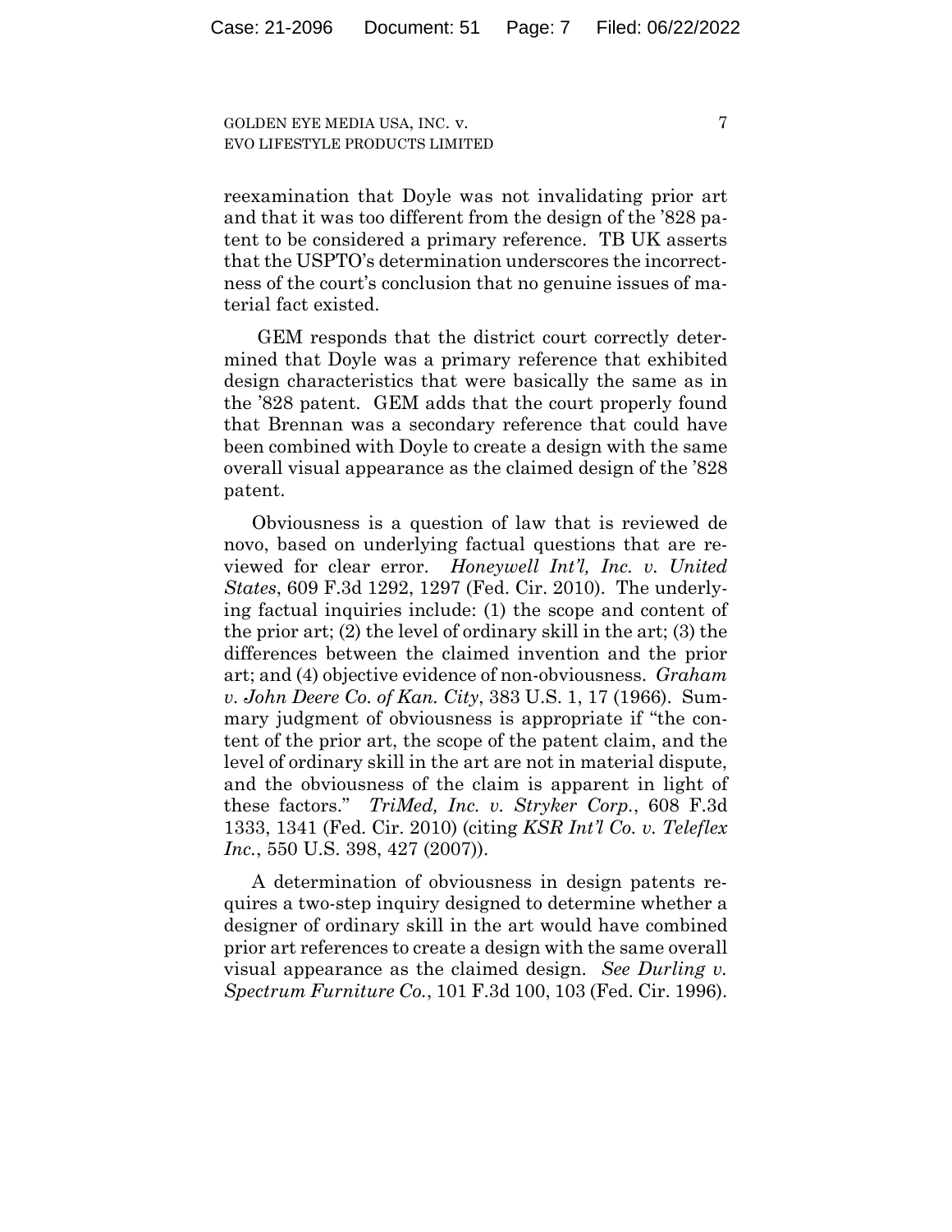reexamination that Doyle was not invalidating prior art and that it was too different from the design of the '828 patent to be considered a primary reference. TB UK asserts that the USPTO's determination underscores the incorrectness of the court's conclusion that no genuine issues of material fact existed.

GEM responds that the district court correctly determined that Doyle was a primary reference that exhibited design characteristics that were basically the same as in the '828 patent. GEM adds that the court properly found that Brennan was a secondary reference that could have been combined with Doyle to create a design with the same overall visual appearance as the claimed design of the '828 patent.

Obviousness is a question of law that is reviewed de novo, based on underlying factual questions that are reviewed for clear error. *Honeywell Int'l, Inc. v. United States*, 609 F.3d 1292, 1297 (Fed. Cir. 2010). The underlying factual inquiries include: (1) the scope and content of the prior art; (2) the level of ordinary skill in the art; (3) the differences between the claimed invention and the prior art; and (4) objective evidence of non-obviousness. *Graham v. John Deere Co. of Kan. City*, 383 U.S. 1, 17 (1966). Summary judgment of obviousness is appropriate if "the content of the prior art, the scope of the patent claim, and the level of ordinary skill in the art are not in material dispute, and the obviousness of the claim is apparent in light of these factors." *TriMed, Inc. v. Stryker Corp.*, 608 F.3d 1333, 1341 (Fed. Cir. 2010) (citing *KSR Int'l Co. v. Teleflex Inc.*, 550 U.S. 398, 427 (2007)).

A determination of obviousness in design patents requires a two-step inquiry designed to determine whether a designer of ordinary skill in the art would have combined prior art references to create a design with the same overall visual appearance as the claimed design. *See Durling v. Spectrum Furniture Co.*, 101 F.3d 100, 103 (Fed. Cir. 1996).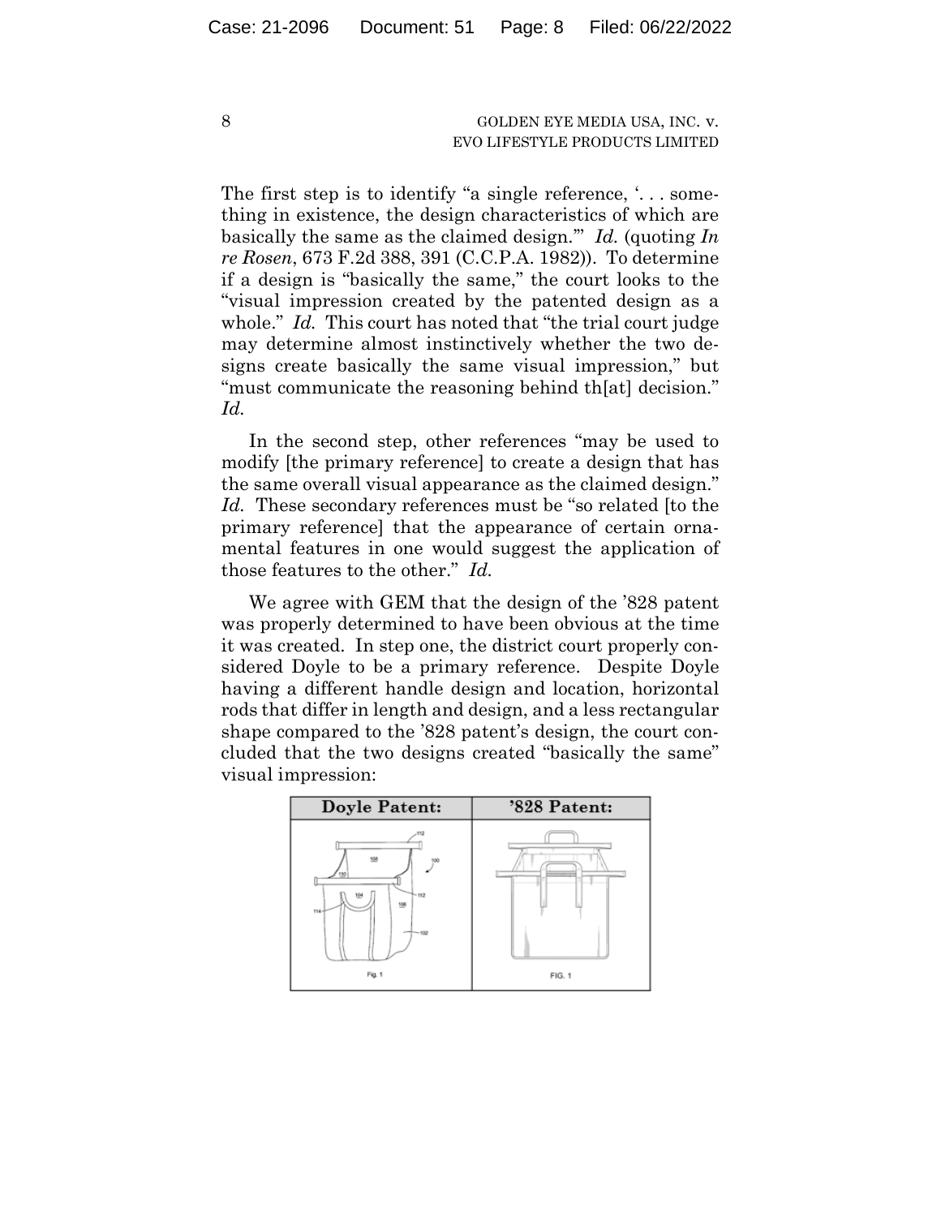The first step is to identify "a single reference, '. . . something in existence, the design characteristics of which are basically the same as the claimed design.'" *Id.* (quoting *In re Rosen*, 673 F.2d 388, 391 (C.C.P.A. 1982)). To determine if a design is "basically the same," the court looks to the "visual impression created by the patented design as a whole." *Id.* This court has noted that "the trial court judge may determine almost instinctively whether the two designs create basically the same visual impression," but "must communicate the reasoning behind th[at] decision." *Id.*

In the second step, other references "may be used to modify [the primary reference] to create a design that has the same overall visual appearance as the claimed design." *Id.* These secondary references must be "so related [to the primary reference] that the appearance of certain ornamental features in one would suggest the application of those features to the other." *Id.*

We agree with GEM that the design of the '828 patent was properly determined to have been obvious at the time it was created. In step one, the district court properly considered Doyle to be a primary reference. Despite Doyle having a different handle design and location, horizontal rods that differ in length and design, and a less rectangular shape compared to the '828 patent's design, the court concluded that the two designs created "basically the same" visual impression:

| Doyle Patent: | '828 Patent: |
|---|---|
| Fig. 1 | FIG. 1 |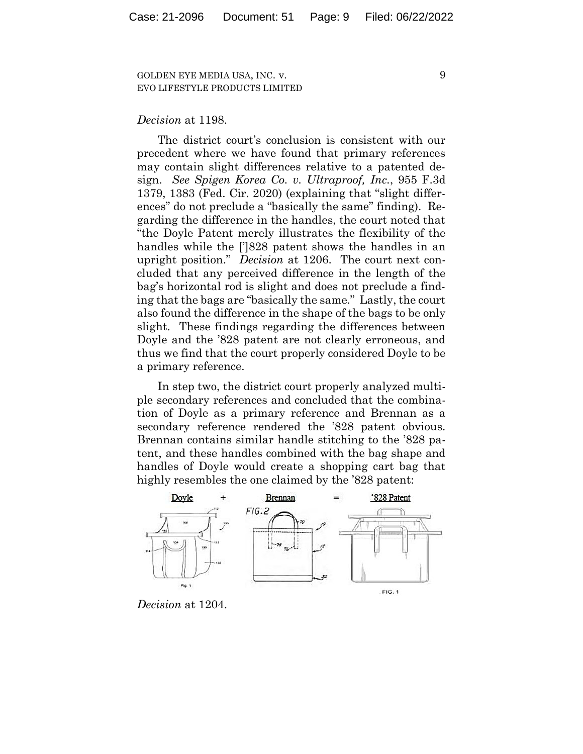*Decision* at 1198.

The district court's conclusion is consistent with our precedent where we have found that primary references may contain slight differences relative to a patented design. *See Spigen Korea Co. v. Ultraproof, Inc.*, 955 F.3d 1379, 1383 (Fed. Cir. 2020) (explaining that "slight differences" do not preclude a "basically the same" finding). Regarding the difference in the handles, the court noted that "the Doyle Patent merely illustrates the flexibility of the handles while the [']828 patent shows the handles in an upright position." *Decision* at 1206. The court next concluded that any perceived difference in the length of the bag's horizontal rod is slight and does not preclude a finding that the bags are "basically the same." Lastly, the court also found the difference in the shape of the bags to be only slight. These findings regarding the differences between Doyle and the '828 patent are not clearly erroneous, and thus we find that the court properly considered Doyle to be a primary reference.

In step two, the district court properly analyzed multiple secondary references and concluded that the combination of Doyle as a primary reference and Brennan as a secondary reference rendered the '828 patent obvious. Brennan contains similar handle stitching to the '828 patent, and these handles combined with the bag shape and handles of Doyle would create a shopping cart bag that highly resembles the one claimed by the '828 patent:

Doyle + Brennan = '828 Patent

*Decision* at 1204.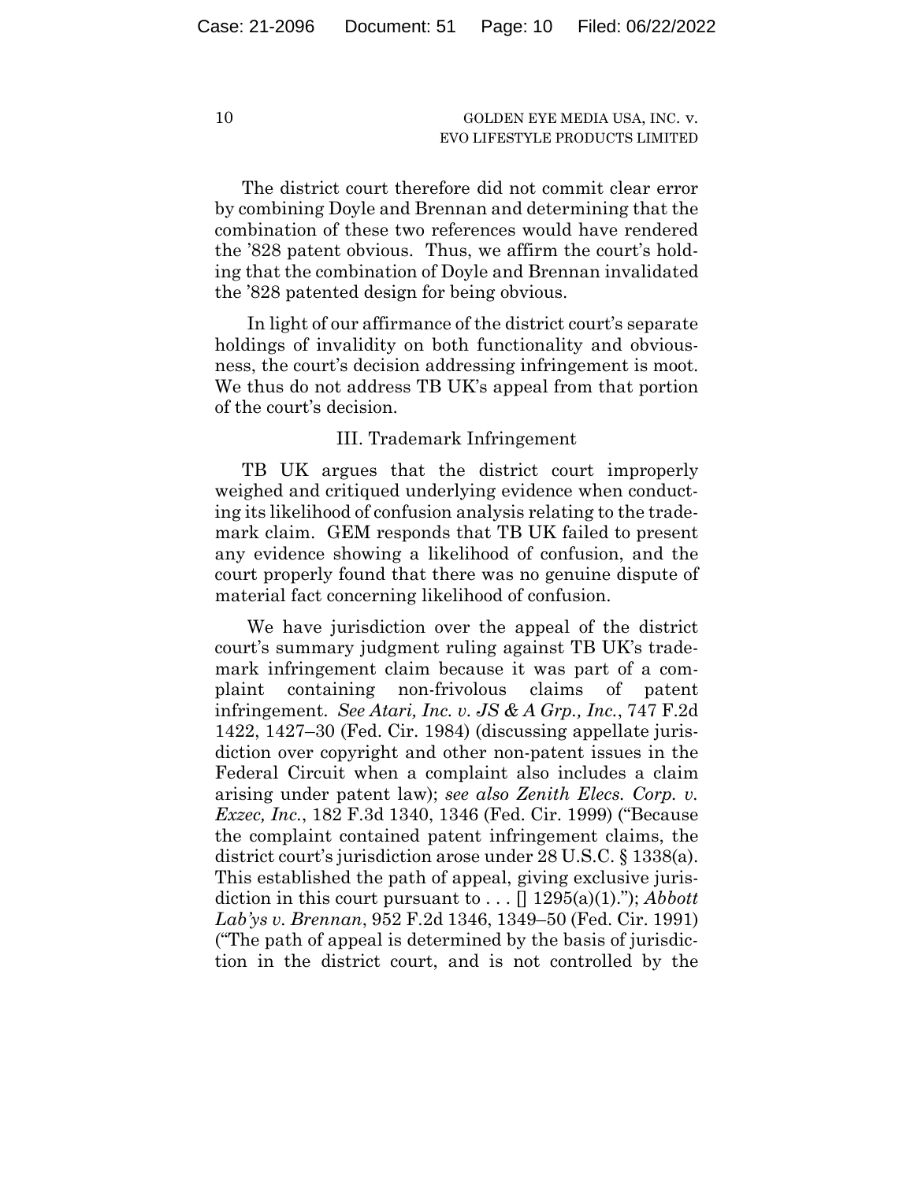The district court therefore did not commit clear error by combining Doyle and Brennan and determining that the combination of these two references would have rendered the '828 patent obvious. Thus, we affirm the court's holding that the combination of Doyle and Brennan invalidated the '828 patented design for being obvious.

In light of our affirmance of the district court's separate holdings of invalidity on both functionality and obviousness, the court's decision addressing infringement is moot. We thus do not address TB UK's appeal from that portion of the court's decision.

### III. Trademark Infringement

TB UK argues that the district court improperly weighed and critiqued underlying evidence when conducting its likelihood of confusion analysis relating to the trademark claim. GEM responds that TB UK failed to present any evidence showing a likelihood of confusion, and the court properly found that there was no genuine dispute of material fact concerning likelihood of confusion.

We have jurisdiction over the appeal of the district court's summary judgment ruling against TB UK's trademark infringement claim because it was part of a complaint containing non-frivolous claims of patent infringement. *See Atari, Inc. v. JS & A Grp., Inc.*, 747 F.2d 1422, 1427–30 (Fed. Cir. 1984) (discussing appellate jurisdiction over copyright and other non-patent issues in the Federal Circuit when a complaint also includes a claim arising under patent law); *see also Zenith Elecs. Corp. v. Exzec, Inc.*, 182 F.3d 1340, 1346 (Fed. Cir. 1999) ("Because the complaint contained patent infringement claims, the district court's jurisdiction arose under 28 U.S.C. § 1338(a). This established the path of appeal, giving exclusive jurisdiction in this court pursuant to . . . [] 1295(a)(1)."); *Abbott Lab'ys v. Brennan*, 952 F.2d 1346, 1349–50 (Fed. Cir. 1991) ("The path of appeal is determined by the basis of jurisdiction in the district court, and is not controlled by the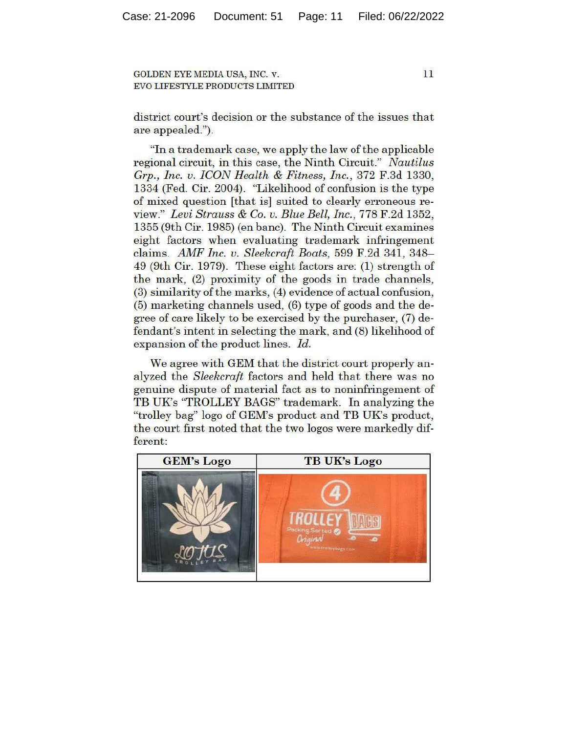district court's decision or the substance of the issues that are appealed.").

"In a trademark case, we apply the law of the applicable regional circuit, in this case, the Ninth Circuit." *Nautilus Grp., Inc. v. ICON Health & Fitness, Inc.*, 372 F.3d 1330, 1334 (Fed. Cir. 2004). "Likelihood of confusion is the type of mixed question [that is] suited to clearly erroneous review." *Levi Strauss & Co. v. Blue Bell, Inc.*, 778 F.2d 1352, 1355 (9th Cir. 1985) (en banc). The Ninth Circuit examines eight factors when evaluating trademark infringement claims. *AMF Inc. v. Sleekcraft Boats*, 599 F.2d 341, 348–49 (9th Cir. 1979). These eight factors are: (1) strength of the mark, (2) proximity of the goods in trade channels, (3) similarity of the marks, (4) evidence of actual confusion, (5) marketing channels used, (6) type of goods and the degree of care likely to be exercised by the purchaser, (7) defendant's intent in selecting the mark, and (8) likelihood of expansion of the product lines. *Id.*

We agree with GEM that the district court properly analyzed the *Sleekcraft* factors and held that there was no genuine dispute of material fact as to noninfringement of TB UK's "TROLLEY BAGS" trademark. In analyzing the "trolley bag" logo of GEM's product and TB UK's product, the court first noted that the two logos were markedly different:

| GEM's Logo | TB UK's Logo |
| --- | --- |
| LOTUS TROLLEY BAG | 4 TROLLEY BAGS Packing Sorted Original www.trolleybags.com |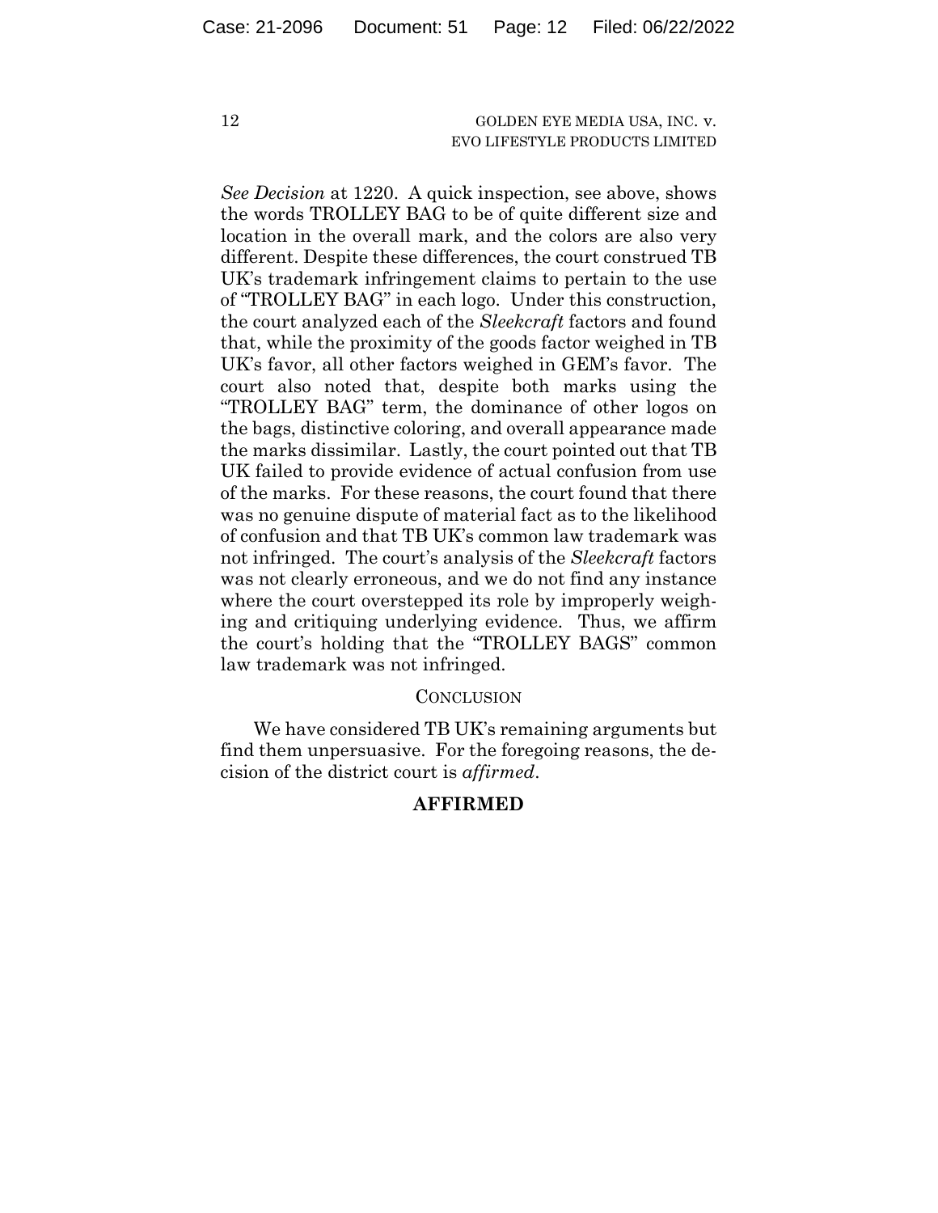*See Decision* at 1220. A quick inspection, see above, shows the words TROLLEY BAG to be of quite different size and location in the overall mark, and the colors are also very different. Despite these differences, the court construed TB UK's trademark infringement claims to pertain to the use of "TROLLEY BAG" in each logo. Under this construction, the court analyzed each of the *Sleekcraft* factors and found that, while the proximity of the goods factor weighed in TB UK's favor, all other factors weighed in GEM's favor. The court also noted that, despite both marks using the "TROLLEY BAG" term, the dominance of other logos on the bags, distinctive coloring, and overall appearance made the marks dissimilar. Lastly, the court pointed out that TB UK failed to provide evidence of actual confusion from use of the marks. For these reasons, the court found that there was no genuine dispute of material fact as to the likelihood of confusion and that TB UK's common law trademark was not infringed. The court's analysis of the *Sleekcraft* factors was not clearly erroneous, and we do not find any instance where the court overstepped its role by improperly weighing and critiquing underlying evidence. Thus, we affirm the court's holding that the "TROLLEY BAGS" common law trademark was not infringed.

## CONCLUSION

We have considered TB UK's remaining arguments but find them unpersuasive. For the foregoing reasons, the decision of the district court is *affirmed*.

**AFFIRMED**